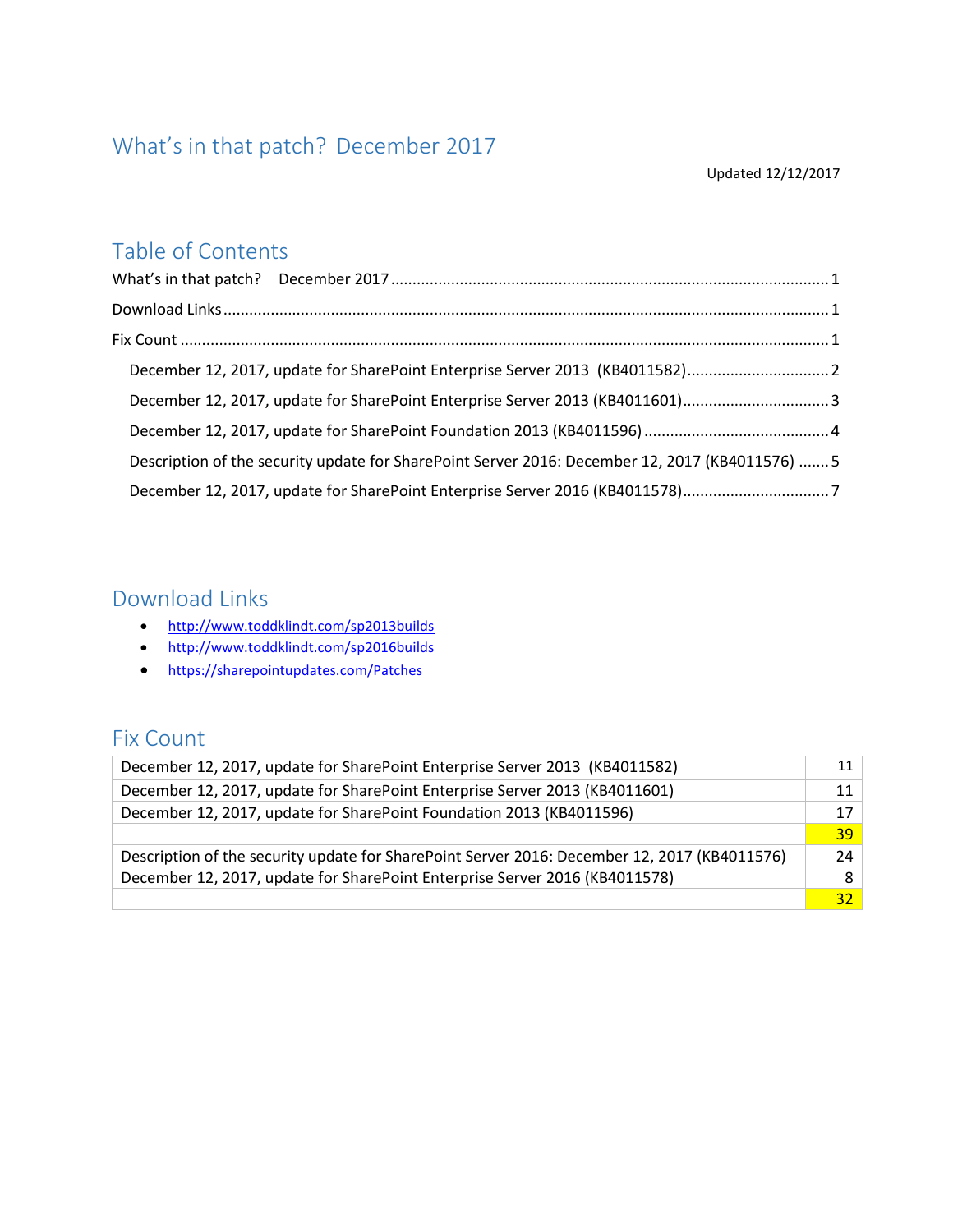# What's in that patch? December 2017

Updated 12/12/2017

## Table of Contents

What's in that patch? December 2017 ........ 1

Download Links ........ 1

Fix Count ........ 1

- December 12, 2017, update for SharePoint Enterprise Server 2013 (KB4011582) ........ 2
- December 12, 2017, update for SharePoint Enterprise Server 2013 (KB4011601) ........ 3
- December 12, 2017, update for SharePoint Foundation 2013 (KB4011596) ........ 4
- Description of the security update for SharePoint Server 2016: December 12, 2017 (KB4011576) ........ 5
- December 12, 2017, update for SharePoint Enterprise Server 2016 (KB4011578) ........ 7

## Download Links

- http://www.toddklindt.com/sp2013builds
- http://www.toddklindt.com/sp2016builds
- https://sharepointupdates.com/Patches

## Fix Count

| | |
|---|---|
| December 12, 2017, update for SharePoint Enterprise Server 2013 (KB4011582) | 11 |
| December 12, 2017, update for SharePoint Enterprise Server 2013 (KB4011601) | 11 |
| December 12, 2017, update for SharePoint Foundation 2013 (KB4011596) | 17 |
| | 39 |
| Description of the security update for SharePoint Server 2016: December 12, 2017 (KB4011576) | 24 |
| December 12, 2017, update for SharePoint Enterprise Server 2016 (KB4011578) | 8 |
| | 32 |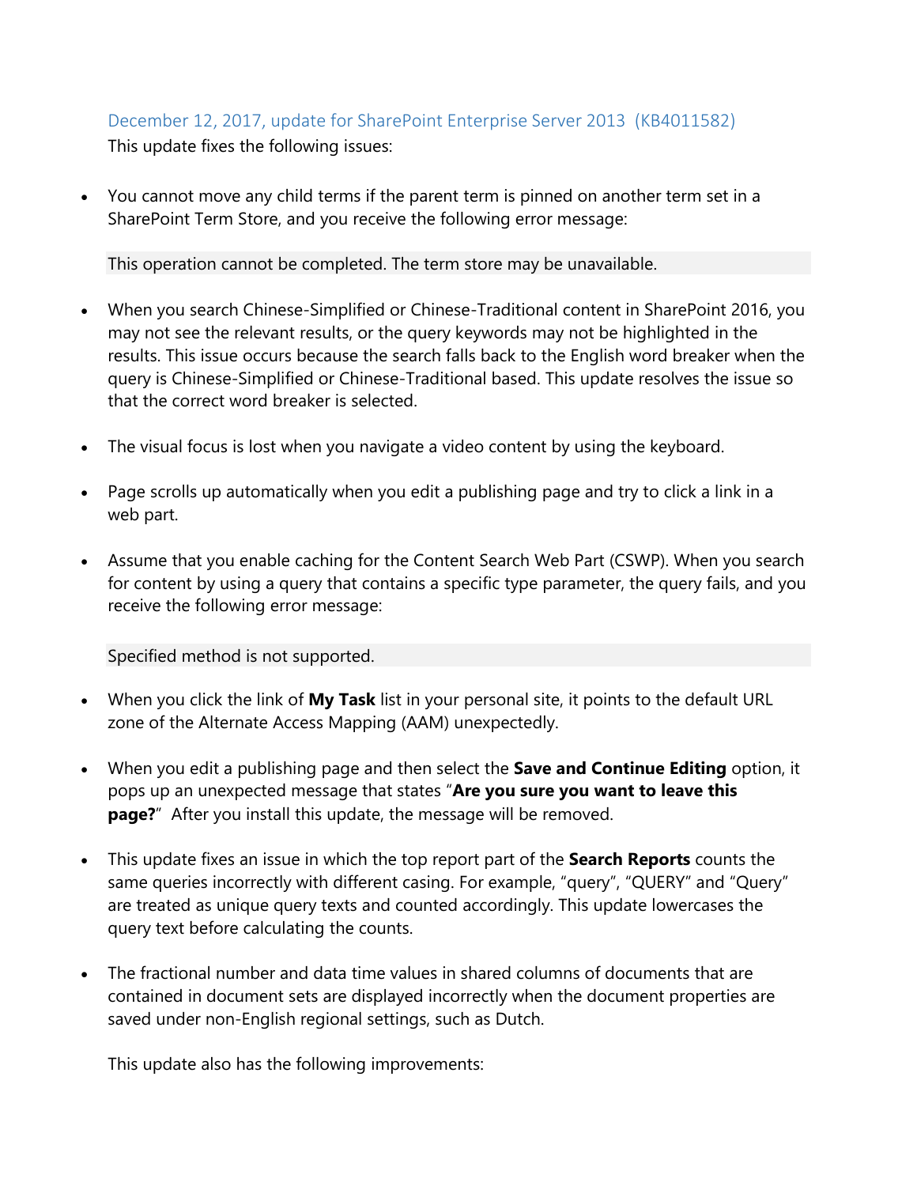### December 12, 2017, update for SharePoint Enterprise Server 2013 (KB4011582)

This update fixes the following issues:

- You cannot move any child terms if the parent term is pinned on another term set in a SharePoint Term Store, and you receive the following error message:

```
This operation cannot be completed. The term store may be unavailable.
```

- When you search Chinese-Simplified or Chinese-Traditional content in SharePoint 2016, you may not see the relevant results, or the query keywords may not be highlighted in the results. This issue occurs because the search falls back to the English word breaker when the query is Chinese-Simplified or Chinese-Traditional based. This update resolves the issue so that the correct word breaker is selected.

- The visual focus is lost when you navigate a video content by using the keyboard.

- Page scrolls up automatically when you edit a publishing page and try to click a link in a web part.

- Assume that you enable caching for the Content Search Web Part (CSWP). When you search for content by using a query that contains a specific type parameter, the query fails, and you receive the following error message:

```
Specified method is not supported.
```

- When you click the link of **My Task** list in your personal site, it points to the default URL zone of the Alternate Access Mapping (AAM) unexpectedly.

- When you edit a publishing page and then select the **Save and Continue Editing** option, it pops up an unexpected message that states "**Are you sure you want to leave this page?**" After you install this update, the message will be removed.

- This update fixes an issue in which the top report part of the **Search Reports** counts the same queries incorrectly with different casing. For example, "query", "QUERY" and "Query" are treated as unique query texts and counted accordingly. This update lowercases the query text before calculating the counts.

- The fractional number and data time values in shared columns of documents that are contained in document sets are displayed incorrectly when the document properties are saved under non-English regional settings, such as Dutch.

  This update also has the following improvements: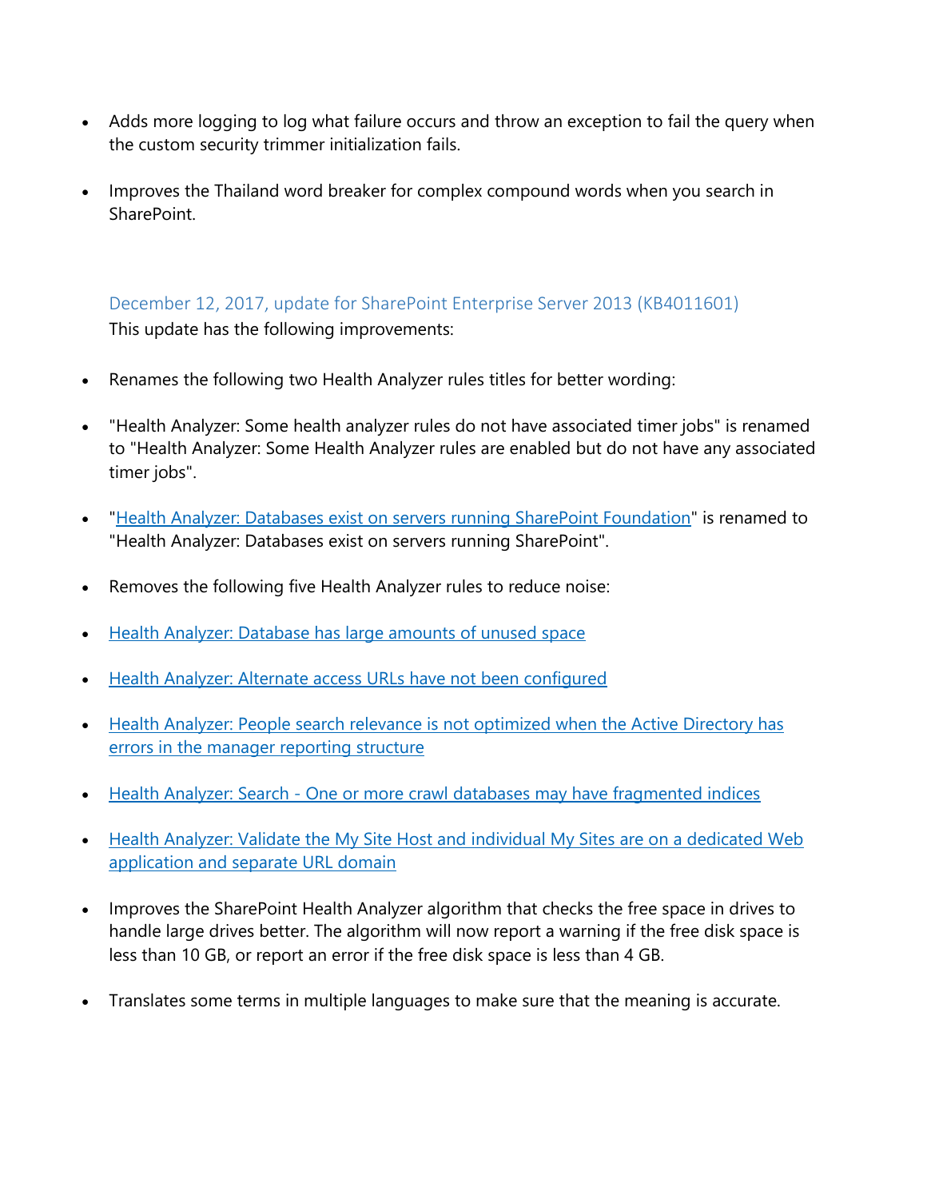- Adds more logging to log what failure occurs and throw an exception to fail the query when the custom security trimmer initialization fails.
- Improves the Thailand word breaker for complex compound words when you search in SharePoint.

### December 12, 2017, update for SharePoint Enterprise Server 2013 (KB4011601)

This update has the following improvements:

- Renames the following two Health Analyzer rules titles for better wording:
- "Health Analyzer: Some health analyzer rules do not have associated timer jobs" is renamed to "Health Analyzer: Some Health Analyzer rules are enabled but do not have any associated timer jobs".
- "[Health Analyzer: Databases exist on servers running SharePoint Foundation]()" is renamed to "Health Analyzer: Databases exist on servers running SharePoint".
- Removes the following five Health Analyzer rules to reduce noise:
- [Health Analyzer: Database has large amounts of unused space]()
- [Health Analyzer: Alternate access URLs have not been configured]()
- [Health Analyzer: People search relevance is not optimized when the Active Directory has errors in the manager reporting structure]()
- [Health Analyzer: Search - One or more crawl databases may have fragmented indices]()
- [Health Analyzer: Validate the My Site Host and individual My Sites are on a dedicated Web application and separate URL domain]()
- Improves the SharePoint Health Analyzer algorithm that checks the free space in drives to handle large drives better. The algorithm will now report a warning if the free disk space is less than 10 GB, or report an error if the free disk space is less than 4 GB.
- Translates some terms in multiple languages to make sure that the meaning is accurate.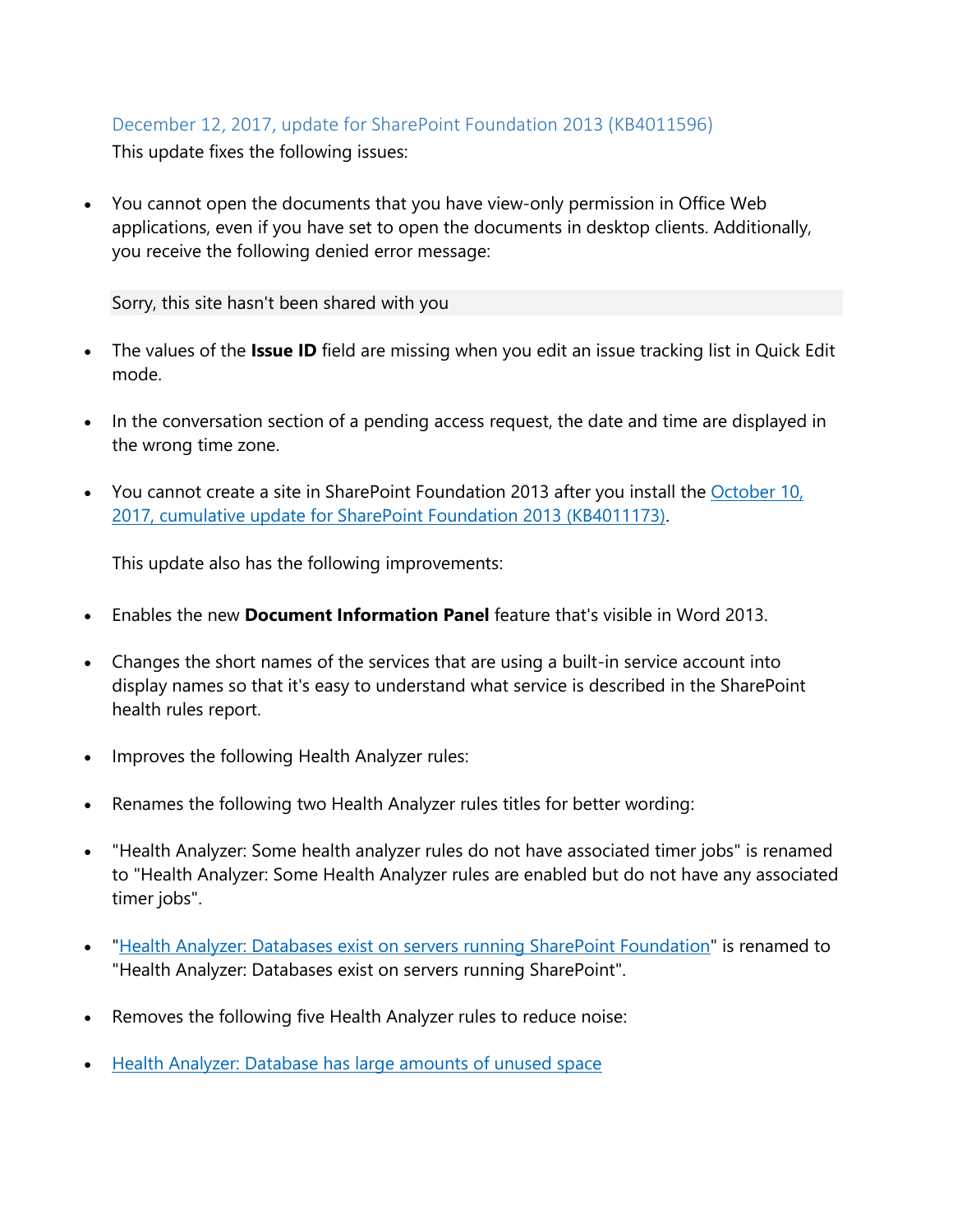### December 12, 2017, update for SharePoint Foundation 2013 (KB4011596)

This update fixes the following issues:

- You cannot open the documents that you have view-only permission in Office Web applications, even if you have set to open the documents in desktop clients. Additionally, you receive the following denied error message:

```
Sorry, this site hasn't been shared with you
```

- The values of the **Issue ID** field are missing when you edit an issue tracking list in Quick Edit mode.
- In the conversation section of a pending access request, the date and time are displayed in the wrong time zone.
- You cannot create a site in SharePoint Foundation 2013 after you install the [October 10, 2017, cumulative update for SharePoint Foundation 2013 (KB4011173)]().

  This update also has the following improvements:

- Enables the new **Document Information Panel** feature that's visible in Word 2013.
- Changes the short names of the services that are using a built-in service account into display names so that it's easy to understand what service is described in the SharePoint health rules report.
- Improves the following Health Analyzer rules:
- Renames the following two Health Analyzer rules titles for better wording:
- "Health Analyzer: Some health analyzer rules do not have associated timer jobs" is renamed to "Health Analyzer: Some Health Analyzer rules are enabled but do not have any associated timer jobs".
- "[Health Analyzer: Databases exist on servers running SharePoint Foundation]()" is renamed to "Health Analyzer: Databases exist on servers running SharePoint".
- Removes the following five Health Analyzer rules to reduce noise:
- [Health Analyzer: Database has large amounts of unused space]()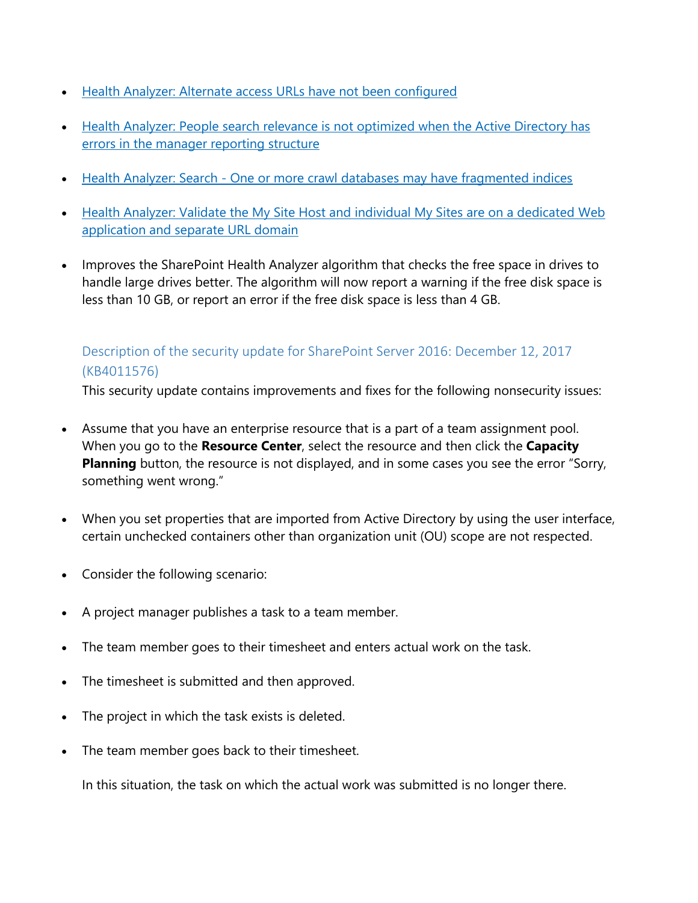- Health Analyzer: Alternate access URLs have not been configured
- Health Analyzer: People search relevance is not optimized when the Active Directory has errors in the manager reporting structure
- Health Analyzer: Search - One or more crawl databases may have fragmented indices
- Health Analyzer: Validate the My Site Host and individual My Sites are on a dedicated Web application and separate URL domain
- Improves the SharePoint Health Analyzer algorithm that checks the free space in drives to handle large drives better. The algorithm will now report a warning if the free disk space is less than 10 GB, or report an error if the free disk space is less than 4 GB.

### Description of the security update for SharePoint Server 2016: December 12, 2017 (KB4011576)

This security update contains improvements and fixes for the following nonsecurity issues:

- Assume that you have an enterprise resource that is a part of a team assignment pool. When you go to the **Resource Center**, select the resource and then click the **Capacity Planning** button, the resource is not displayed, and in some cases you see the error "Sorry, something went wrong."
- When you set properties that are imported from Active Directory by using the user interface, certain unchecked containers other than organization unit (OU) scope are not respected.
- Consider the following scenario:
- A project manager publishes a task to a team member.
- The team member goes to their timesheet and enters actual work on the task.
- The timesheet is submitted and then approved.
- The project in which the task exists is deleted.
- The team member goes back to their timesheet.

  In this situation, the task on which the actual work was submitted is no longer there.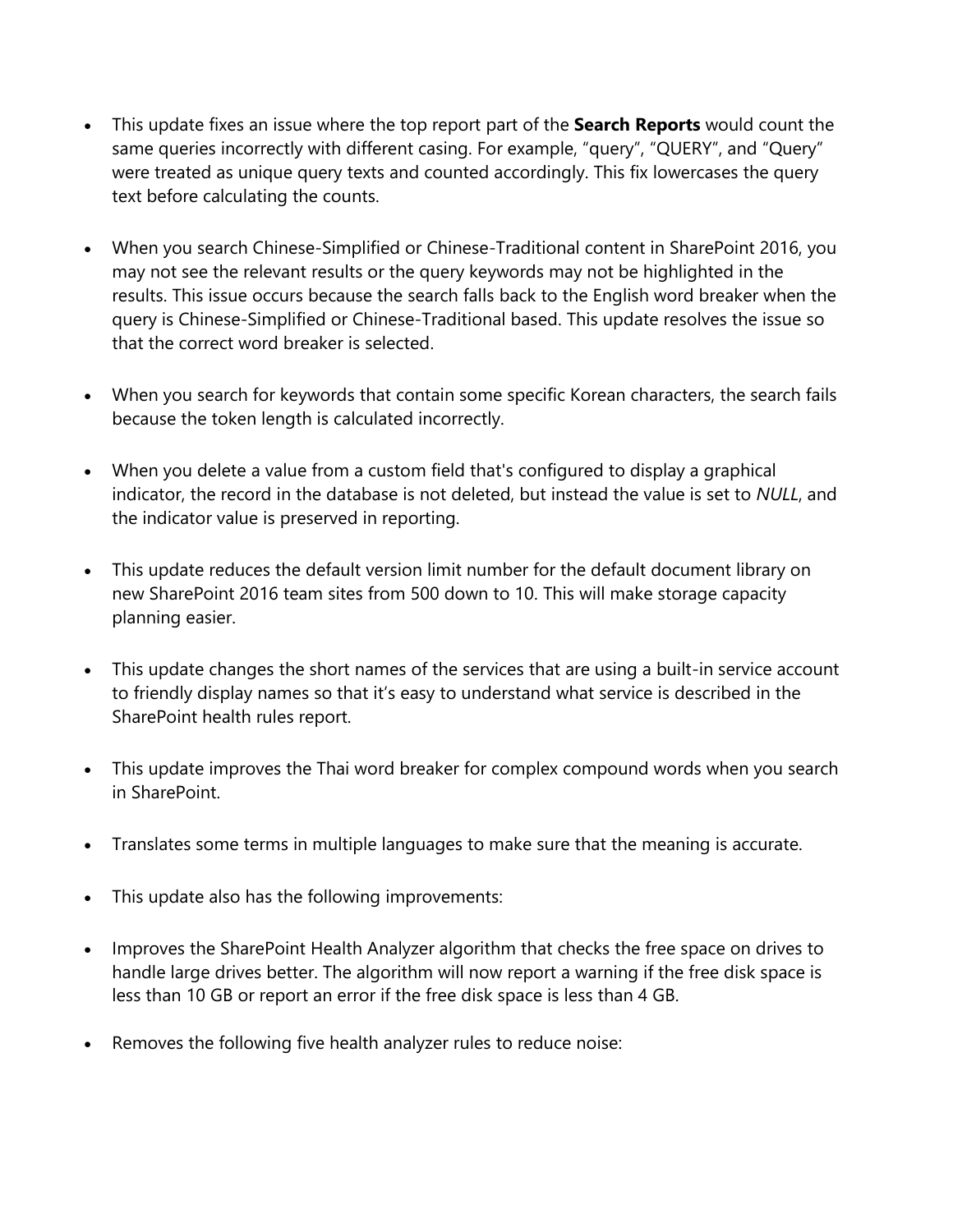- This update fixes an issue where the top report part of the **Search Reports** would count the same queries incorrectly with different casing. For example, “query”, “QUERY”, and “Query” were treated as unique query texts and counted accordingly. This fix lowercases the query text before calculating the counts.

- When you search Chinese-Simplified or Chinese-Traditional content in SharePoint 2016, you may not see the relevant results or the query keywords may not be highlighted in the results. This issue occurs because the search falls back to the English word breaker when the query is Chinese-Simplified or Chinese-Traditional based. This update resolves the issue so that the correct word breaker is selected.

- When you search for keywords that contain some specific Korean characters, the search fails because the token length is calculated incorrectly.

- When you delete a value from a custom field that's configured to display a graphical indicator, the record in the database is not deleted, but instead the value is set to *NULL*, and the indicator value is preserved in reporting.

- This update reduces the default version limit number for the default document library on new SharePoint 2016 team sites from 500 down to 10. This will make storage capacity planning easier.

- This update changes the short names of the services that are using a built-in service account to friendly display names so that it’s easy to understand what service is described in the SharePoint health rules report.

- This update improves the Thai word breaker for complex compound words when you search in SharePoint.

- Translates some terms in multiple languages to make sure that the meaning is accurate.

- This update also has the following improvements:

- Improves the SharePoint Health Analyzer algorithm that checks the free space on drives to handle large drives better. The algorithm will now report a warning if the free disk space is less than 10 GB or report an error if the free disk space is less than 4 GB.

- Removes the following five health analyzer rules to reduce noise: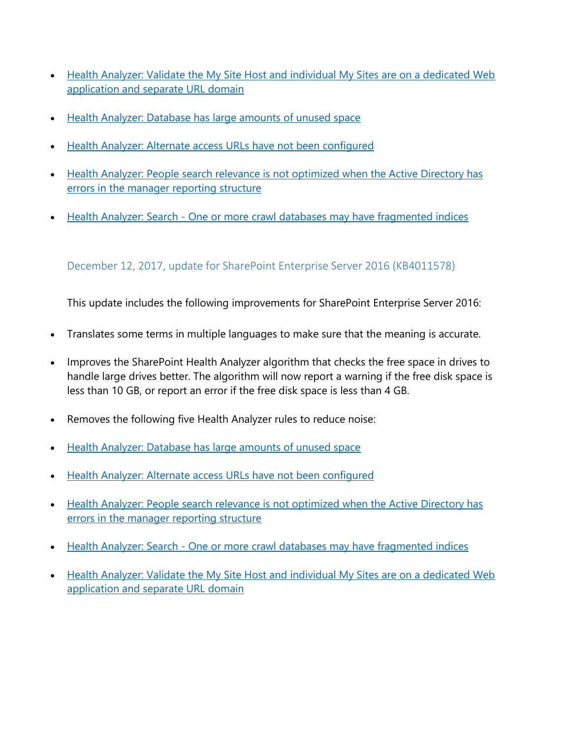- Health Analyzer: Validate the My Site Host and individual My Sites are on a dedicated Web application and separate URL domain
- Health Analyzer: Database has large amounts of unused space
- Health Analyzer: Alternate access URLs have not been configured
- Health Analyzer: People search relevance is not optimized when the Active Directory has errors in the manager reporting structure
- Health Analyzer: Search - One or more crawl databases may have fragmented indices

### December 12, 2017, update for SharePoint Enterprise Server 2016 (KB4011578)

This update includes the following improvements for SharePoint Enterprise Server 2016:

- Translates some terms in multiple languages to make sure that the meaning is accurate.
- Improves the SharePoint Health Analyzer algorithm that checks the free space in drives to handle large drives better. The algorithm will now report a warning if the free disk space is less than 10 GB, or report an error if the free disk space is less than 4 GB.
- Removes the following five Health Analyzer rules to reduce noise:
- Health Analyzer: Database has large amounts of unused space
- Health Analyzer: Alternate access URLs have not been configured
- Health Analyzer: People search relevance is not optimized when the Active Directory has errors in the manager reporting structure
- Health Analyzer: Search - One or more crawl databases may have fragmented indices
- Health Analyzer: Validate the My Site Host and individual My Sites are on a dedicated Web application and separate URL domain